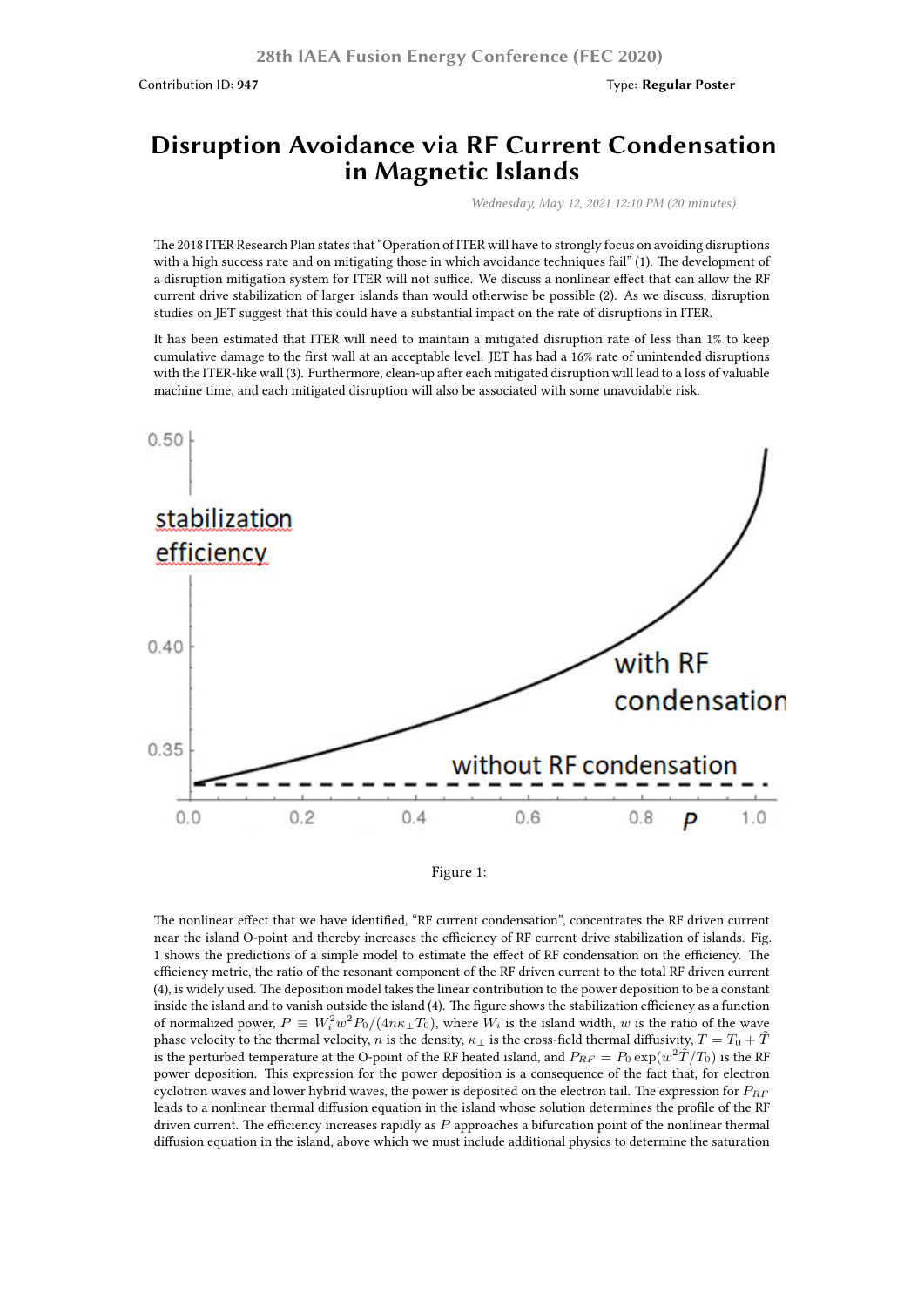28th IAEA Fusion Energy Conference (FEC 2020)

Contribution ID: **947**

Type: **Regular Poster**

# Disruption Avoidance via RF Current Condensation in Magnetic Islands

*Wednesday, May 12, 2021 12:10 PM (20 minutes)*

The 2018 ITER Research Plan states that "Operation of ITER will have to strongly focus on avoiding disruptions with a high success rate and on mitigating those in which avoidance techniques fail" (1). The development of a disruption mitigation system for ITER will not suffice. We discuss a nonlinear effect that can allow the RF current drive stabilization of larger islands than would otherwise be possible (2). As we discuss, disruption studies on JET suggest that this could have a substantial impact on the rate of disruptions in ITER.

It has been estimated that ITER will need to maintain a mitigated disruption rate of less than 1% to keep cumulative damage to the first wall at an acceptable level. JET has had a 16% rate of unintended disruptions with the ITER-like wall (3). Furthermore, clean-up after each mitigated disruption will lead to a loss of valuable machine time, and each mitigated disruption will also be associated with some unavoidable risk.

Figure 1:

The nonlinear effect that we have identified, "RF current condensation", concentrates the RF driven current near the island O-point and thereby increases the efficiency of RF current drive stabilization of islands. Fig. 1 shows the predictions of a simple model to estimate the effect of RF condensation on the efficiency. The efficiency metric, the ratio of the resonant component of the RF driven current to the total RF driven current (4), is widely used. The deposition model takes the linear contribution to the power deposition to be a constant inside the island and to vanish outside the island (4). The figure shows the stabilization efficiency as a function of normalized power, $P \equiv W_i^2 w^2 P_0/(4n\kappa_\perp T_0)$, where $W_i$ is the island width, $w$ is the ratio of the wave phase velocity to the thermal velocity, $n$ is the density, $\kappa_\perp$ is the cross-field thermal diffusivity, $T = T_0 + \tilde{T}$ is the perturbed temperature at the O-point of the RF heated island, and $P_{RF} = P_0 \exp(w^2\tilde{T}/T_0)$ is the RF power deposition. This expression for the power deposition is a consequence of the fact that, for electron cyclotron waves and lower hybrid waves, the power is deposited on the electron tail. The expression for $P_{RF}$ leads to a nonlinear thermal diffusion equation in the island whose solution determines the profile of the RF driven current. The efficiency increases rapidly as $P$ approaches a bifurcation point of the nonlinear thermal diffusion equation in the island, above which we must include additional physics to determine the saturation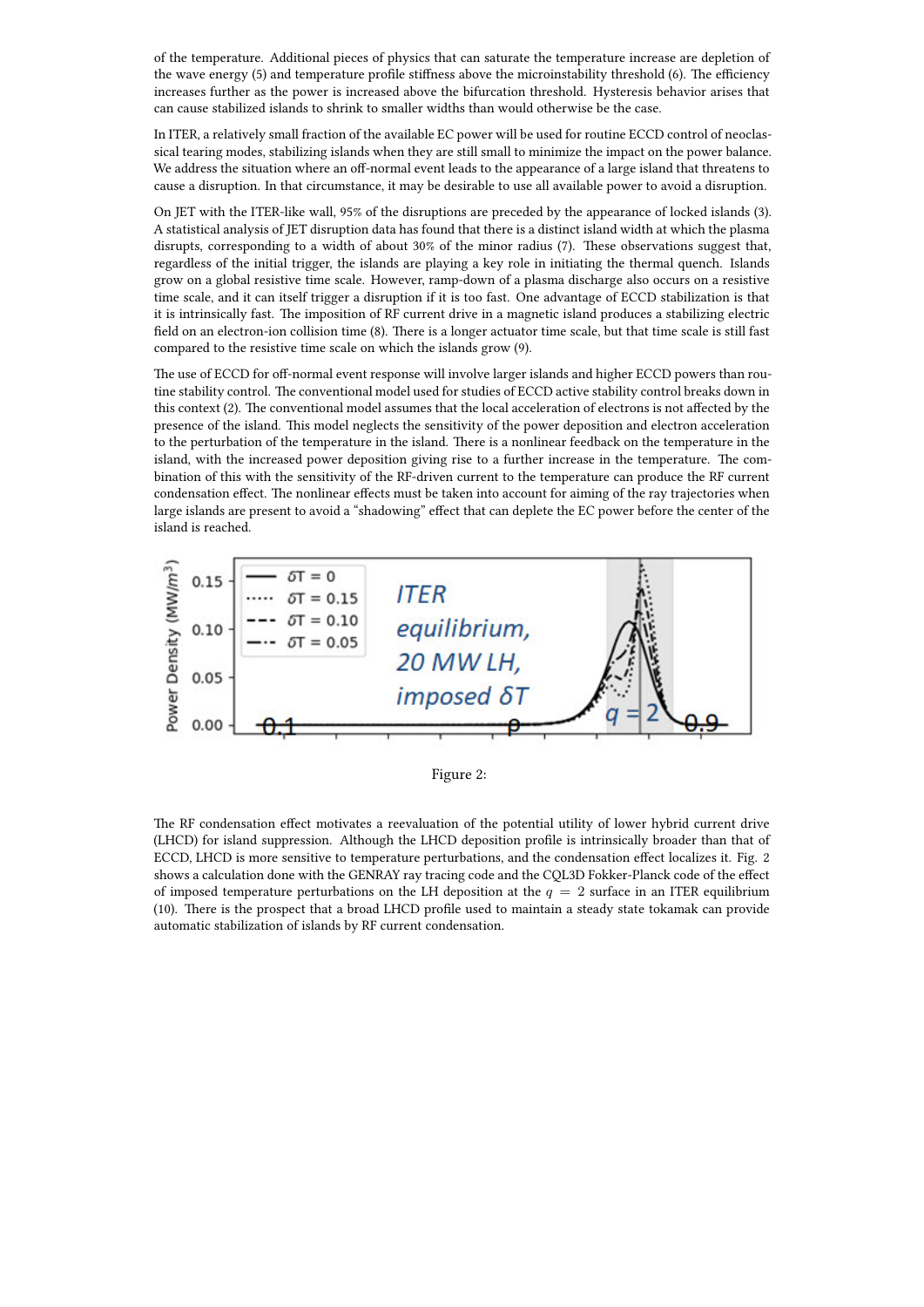of the temperature. Additional pieces of physics that can saturate the temperature increase are depletion of the wave energy (5) and temperature profile stiffness above the microinstability threshold (6). The efficiency increases further as the power is increased above the bifurcation threshold. Hysteresis behavior arises that can cause stabilized islands to shrink to smaller widths than would otherwise be the case.

In ITER, a relatively small fraction of the available EC power will be used for routine ECCD control of neoclassical tearing modes, stabilizing islands when they are still small to minimize the impact on the power balance. We address the situation where an off-normal event leads to the appearance of a large island that threatens to cause a disruption. In that circumstance, it may be desirable to use all available power to avoid a disruption.

On JET with the ITER-like wall, 95% of the disruptions are preceded by the appearance of locked islands (3). A statistical analysis of JET disruption data has found that there is a distinct island width at which the plasma disrupts, corresponding to a width of about 30% of the minor radius (7). These observations suggest that, regardless of the initial trigger, the islands are playing a key role in initiating the thermal quench. Islands grow on a global resistive time scale. However, ramp-down of a plasma discharge also occurs on a resistive time scale, and it can itself trigger a disruption if it is too fast. One advantage of ECCD stabilization is that it is intrinsically fast. The imposition of RF current drive in a magnetic island produces a stabilizing electric field on an electron-ion collision time (8). There is a longer actuator time scale, but that time scale is still fast compared to the resistive time scale on which the islands grow (9).

The use of ECCD for off-normal event response will involve larger islands and higher ECCD powers than routine stability control. The conventional model used for studies of ECCD active stability control breaks down in this context (2). The conventional model assumes that the local acceleration of electrons is not affected by the presence of the island. This model neglects the sensitivity of the power deposition and electron acceleration to the perturbation of the temperature in the island. There is a nonlinear feedback on the temperature in the island, with the increased power deposition giving rise to a further increase in the temperature. The combination of this with the sensitivity of the RF-driven current to the temperature can produce the RF current condensation effect. The nonlinear effects must be taken into account for aiming of the ray trajectories when large islands are present to avoid a "shadowing" effect that can deplete the EC power before the center of the island is reached.

Figure 2:

The RF condensation effect motivates a reevaluation of the potential utility of lower hybrid current drive (LHCD) for island suppression. Although the LHCD deposition profile is intrinsically broader than that of ECCD, LHCD is more sensitive to temperature perturbations, and the condensation effect localizes it. Fig. 2 shows a calculation done with the GENRAY ray tracing code and the CQL3D Fokker-Planck code of the effect of imposed temperature perturbations on the LH deposition at the $q = 2$ surface in an ITER equilibrium (10). There is the prospect that a broad LHCD profile used to maintain a steady state tokamak can provide automatic stabilization of islands by RF current condensation.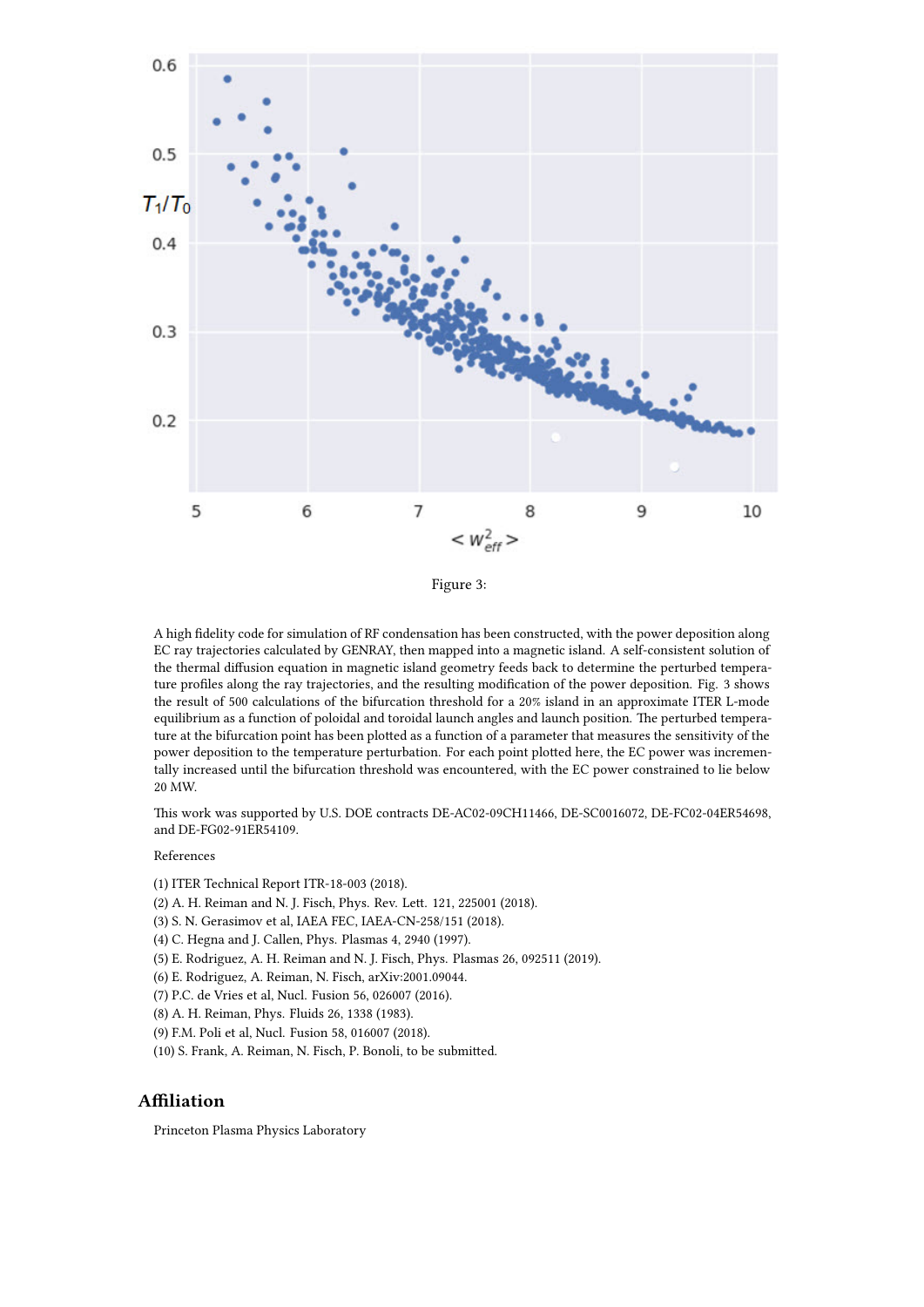Figure 3:

A high fidelity code for simulation of RF condensation has been constructed, with the power deposition along EC ray trajectories calculated by GENRAY, then mapped into a magnetic island. A self-consistent solution of the thermal diffusion equation in magnetic island geometry feeds back to determine the perturbed temperature profiles along the ray trajectories, and the resulting modification of the power deposition. Fig. 3 shows the result of 500 calculations of the bifurcation threshold for a 20% island in an approximate ITER L-mode equilibrium as a function of poloidal and toroidal launch angles and launch position. The perturbed temperature at the bifurcation point has been plotted as a function of a parameter that measures the sensitivity of the power deposition to the temperature perturbation. For each point plotted here, the EC power was incrementally increased until the bifurcation threshold was encountered, with the EC power constrained to lie below 20 MW.

This work was supported by U.S. DOE contracts DE-AC02-09CH11466, DE-SC0016072, DE-FC02-04ER54698, and DE-FG02-91ER54109.

References

(1) ITER Technical Report ITR-18-003 (2018).
(2) A. H. Reiman and N. J. Fisch, Phys. Rev. Lett. 121, 225001 (2018).
(3) S. N. Gerasimov et al, IAEA FEC, IAEA-CN-258/151 (2018).
(4) C. Hegna and J. Callen, Phys. Plasmas 4, 2940 (1997).
(5) E. Rodriguez, A. H. Reiman and N. J. Fisch, Phys. Plasmas 26, 092511 (2019).
(6) E. Rodriguez, A. Reiman, N. Fisch, arXiv:2001.09044.
(7) P.C. de Vries et al, Nucl. Fusion 56, 026007 (2016).
(8) A. H. Reiman, Phys. Fluids 26, 1338 (1983).
(9) F.M. Poli et al, Nucl. Fusion 58, 016007 (2018).
(10) S. Frank, A. Reiman, N. Fisch, P. Bonoli, to be submitted.

## Affiliation

Princeton Plasma Physics Laboratory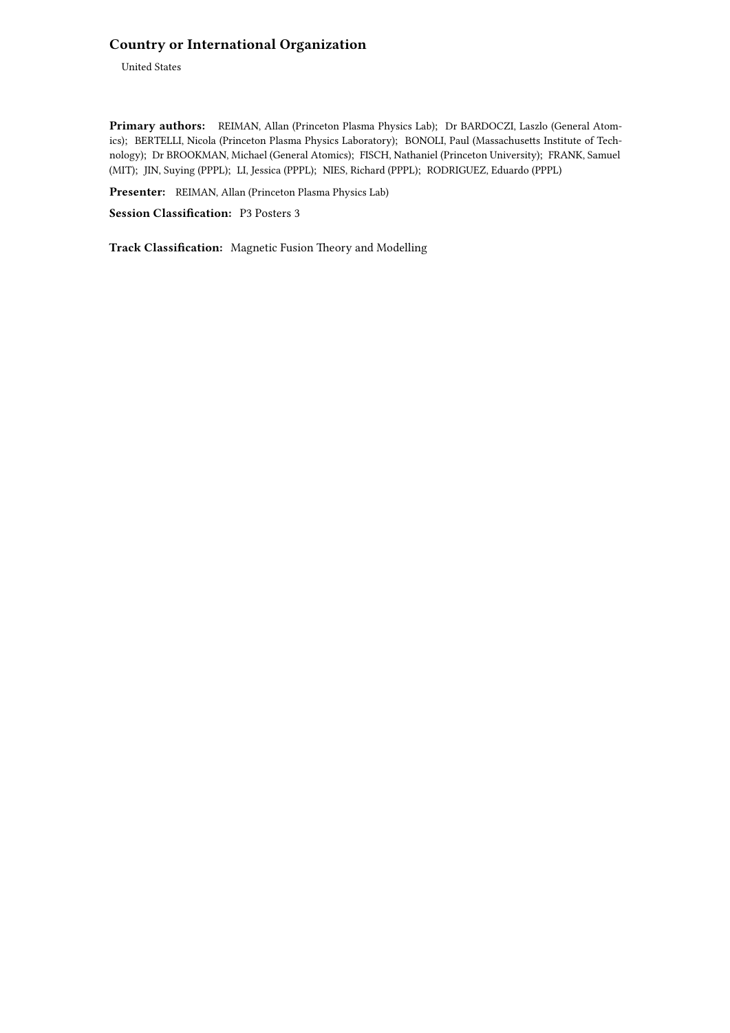### Country or International Organization

United States

**Primary authors:** REIMAN, Allan (Princeton Plasma Physics Lab); Dr BARDOCZI, Laszlo (General Atomics); BERTELLI, Nicola (Princeton Plasma Physics Laboratory); BONOLI, Paul (Massachusetts Institute of Technology); Dr BROOKMAN, Michael (General Atomics); FISCH, Nathaniel (Princeton University); FRANK, Samuel (MIT); JIN, Suying (PPPL); LI, Jessica (PPPL); NIES, Richard (PPPL); RODRIGUEZ, Eduardo (PPPL)

**Presenter:** REIMAN, Allan (Princeton Plasma Physics Lab)

**Session Classification:** P3 Posters 3

**Track Classification:** Magnetic Fusion Theory and Modelling